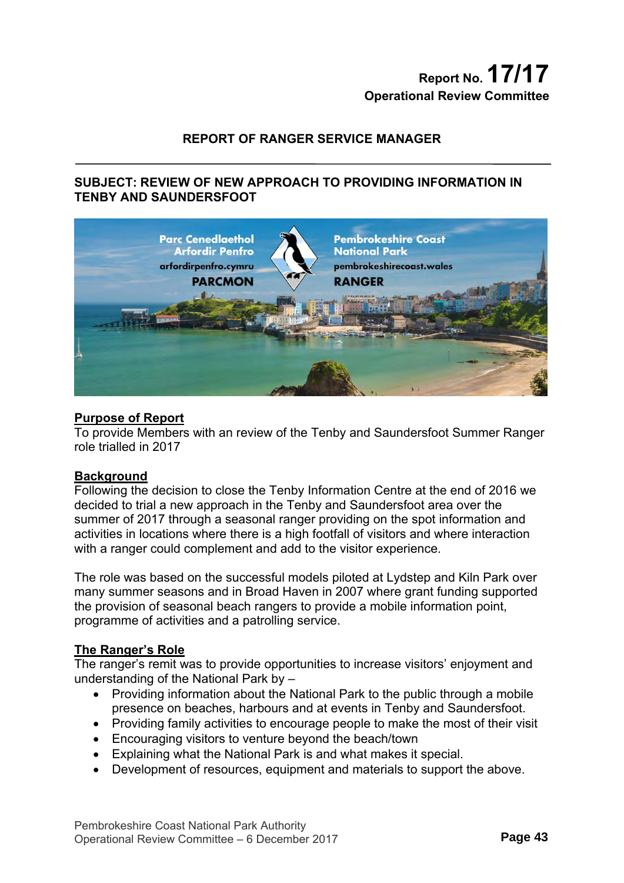Report No. **17/17**
**Operational Review Committee**

**REPORT OF RANGER SERVICE MANAGER**

**SUBJECT: REVIEW OF NEW APPROACH TO PROVIDING INFORMATION IN TENBY AND SAUNDERSFOOT**

## Purpose of Report

To provide Members with an review of the Tenby and Saundersfoot Summer Ranger role trialled in 2017

## Background

Following the decision to close the Tenby Information Centre at the end of 2016 we decided to trial a new approach in the Tenby and Saundersfoot area over the summer of 2017 through a seasonal ranger providing on the spot information and activities in locations where there is a high footfall of visitors and where interaction with a ranger could complement and add to the visitor experience.

The role was based on the successful models piloted at Lydstep and Kiln Park over many summer seasons and in Broad Haven in 2007 where grant funding supported the provision of seasonal beach rangers to provide a mobile information point, programme of activities and a patrolling service.

## The Ranger's Role

The ranger's remit was to provide opportunities to increase visitors' enjoyment and understanding of the National Park by –

- Providing information about the National Park to the public through a mobile presence on beaches, harbours and at events in Tenby and Saundersfoot.
- Providing family activities to encourage people to make the most of their visit
- Encouraging visitors to venture beyond the beach/town
- Explaining what the National Park is and what makes it special.
- Development of resources, equipment and materials to support the above.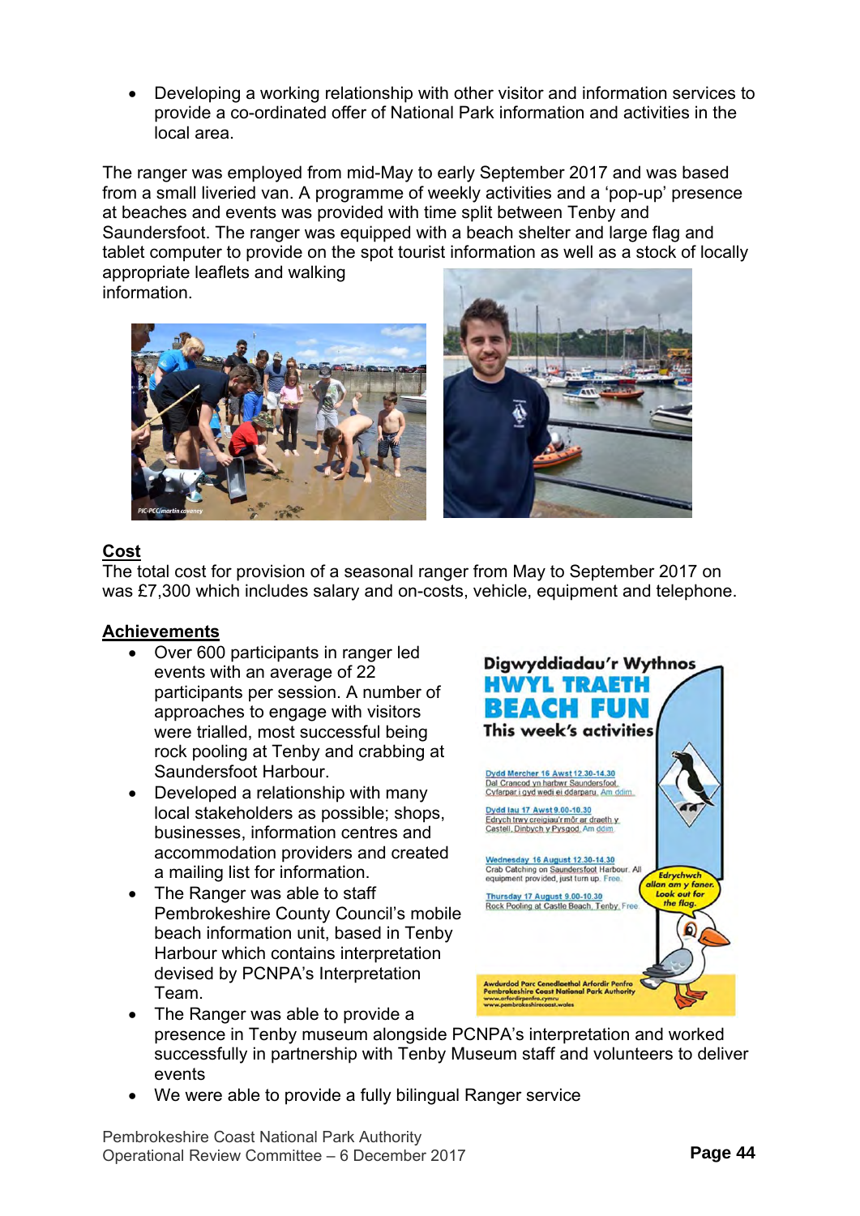- Developing a working relationship with other visitor and information services to provide a co-ordinated offer of National Park information and activities in the local area.

The ranger was employed from mid-May to early September 2017 and was based from a small liveried van. A programme of weekly activities and a 'pop-up' presence at beaches and events was provided with time split between Tenby and Saundersfoot. The ranger was equipped with a beach shelter and large flag and tablet computer to provide on the spot tourist information as well as a stock of locally appropriate leaflets and walking information.

**Cost**

The total cost for provision of a seasonal ranger from May to September 2017 on was £7,300 which includes salary and on-costs, vehicle, equipment and telephone.

**Achievements**

- Over 600 participants in ranger led events with an average of 22 participants per session. A number of approaches to engage with visitors were trialled, most successful being rock pooling at Tenby and crabbing at Saundersfoot Harbour.
- Developed a relationship with many local stakeholders as possible; shops, businesses, information centres and accommodation providers and created a mailing list for information.
- The Ranger was able to staff Pembrokeshire County Council's mobile beach information unit, based in Tenby Harbour which contains interpretation devised by PCNPA's Interpretation Team.
- The Ranger was able to provide a presence in Tenby museum alongside PCNPA's interpretation and worked successfully in partnership with Tenby Museum staff and volunteers to deliver events
- We were able to provide a fully bilingual Ranger service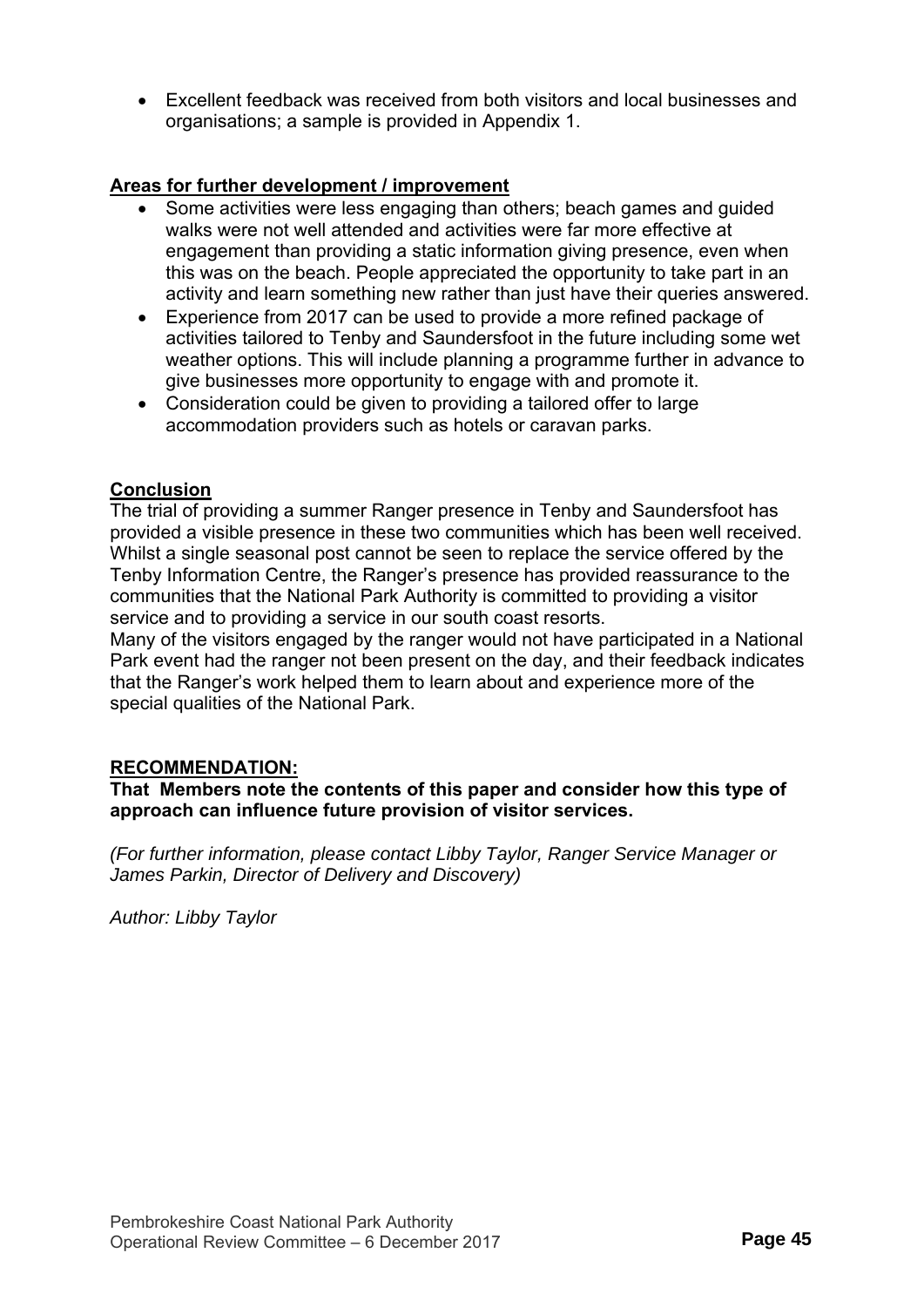- Excellent feedback was received from both visitors and local businesses and organisations; a sample is provided in Appendix 1.

## Areas for further development / improvement

- Some activities were less engaging than others; beach games and guided walks were not well attended and activities were far more effective at engagement than providing a static information giving presence, even when this was on the beach. People appreciated the opportunity to take part in an activity and learn something new rather than just have their queries answered.
- Experience from 2017 can be used to provide a more refined package of activities tailored to Tenby and Saundersfoot in the future including some wet weather options. This will include planning a programme further in advance to give businesses more opportunity to engage with and promote it.
- Consideration could be given to providing a tailored offer to large accommodation providers such as hotels or caravan parks.

## Conclusion

The trial of providing a summer Ranger presence in Tenby and Saundersfoot has provided a visible presence in these two communities which has been well received. Whilst a single seasonal post cannot be seen to replace the service offered by the Tenby Information Centre, the Ranger's presence has provided reassurance to the communities that the National Park Authority is committed to providing a visitor service and to providing a service in our south coast resorts.

Many of the visitors engaged by the ranger would not have participated in a National Park event had the ranger not been present on the day, and their feedback indicates that the Ranger's work helped them to learn about and experience more of the special qualities of the National Park.

## RECOMMENDATION:

**That Members note the contents of this paper and consider how this type of approach can influence future provision of visitor services.**

*(For further information, please contact Libby Taylor, Ranger Service Manager or James Parkin, Director of Delivery and Discovery)*

*Author: Libby Taylor*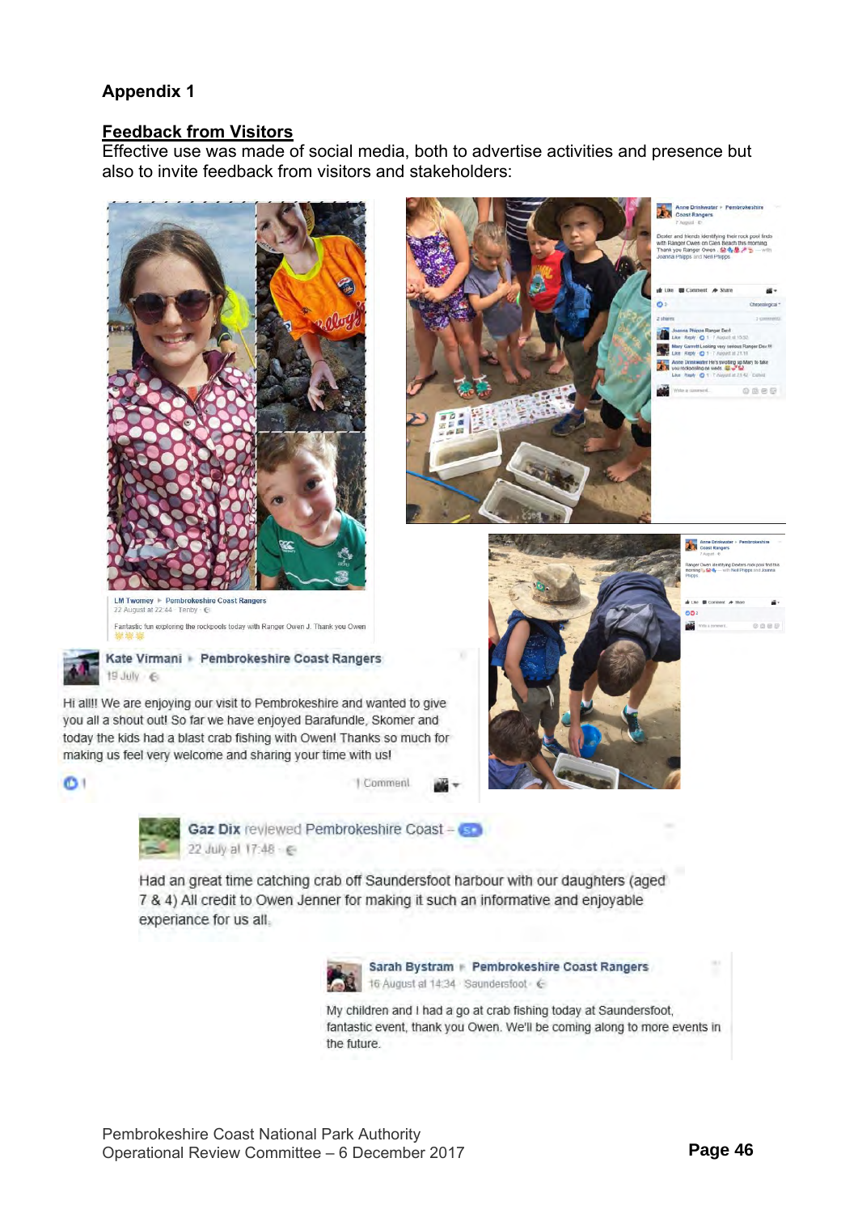**Appendix 1**

**Feedback from Visitors**

Effective use was made of social media, both to advertise activities and presence but also to invite feedback from visitors and stakeholders:

LM Twomey ▸ Pembrokeshire Coast Rangers
22 August at 22:44 · Tenby

Fantastic fun exploring the rockpools today with Ranger Owen J. Thank you Owen

Anne Drinkwater ▸ Pembrokeshire Coast Rangers
7 August

Dexter and friends identifying their rock pool finds with Ranger Owen on Glen Beach this morning. Thank you Ranger Owen — with Joanna Phipps and Neil Phipps.

Kate Virmani ▸ Pembrokeshire Coast Rangers
19 July

Hi all!! We are enjoying our visit to Pembrokeshire and wanted to give you all a shout out! So far we have enjoyed Barafundle, Skomer and today the kids had a blast crab fishing with Owen! Thanks so much for making us feel very welcome and sharing your time with us!

Gaz Dix reviewed Pembrokeshire Coast – 5
22 July at 17:48

Had an great time catching crab off Saundersfoot harbour with our daughters (aged 7 & 4) All credit to Owen Jenner for making it such an informative and enjoyable experiance for us all.

Sarah Bystram ▸ Pembrokeshire Coast Rangers
16 August at 14:34 · Saundersfoot

My children and I had a go at crab fishing today at Saundersfoot, fantastic event, thank you Owen. We'll be coming along to more events in the future.

Pembrokeshire Coast National Park Authority
Operational Review Committee – 6 December 2017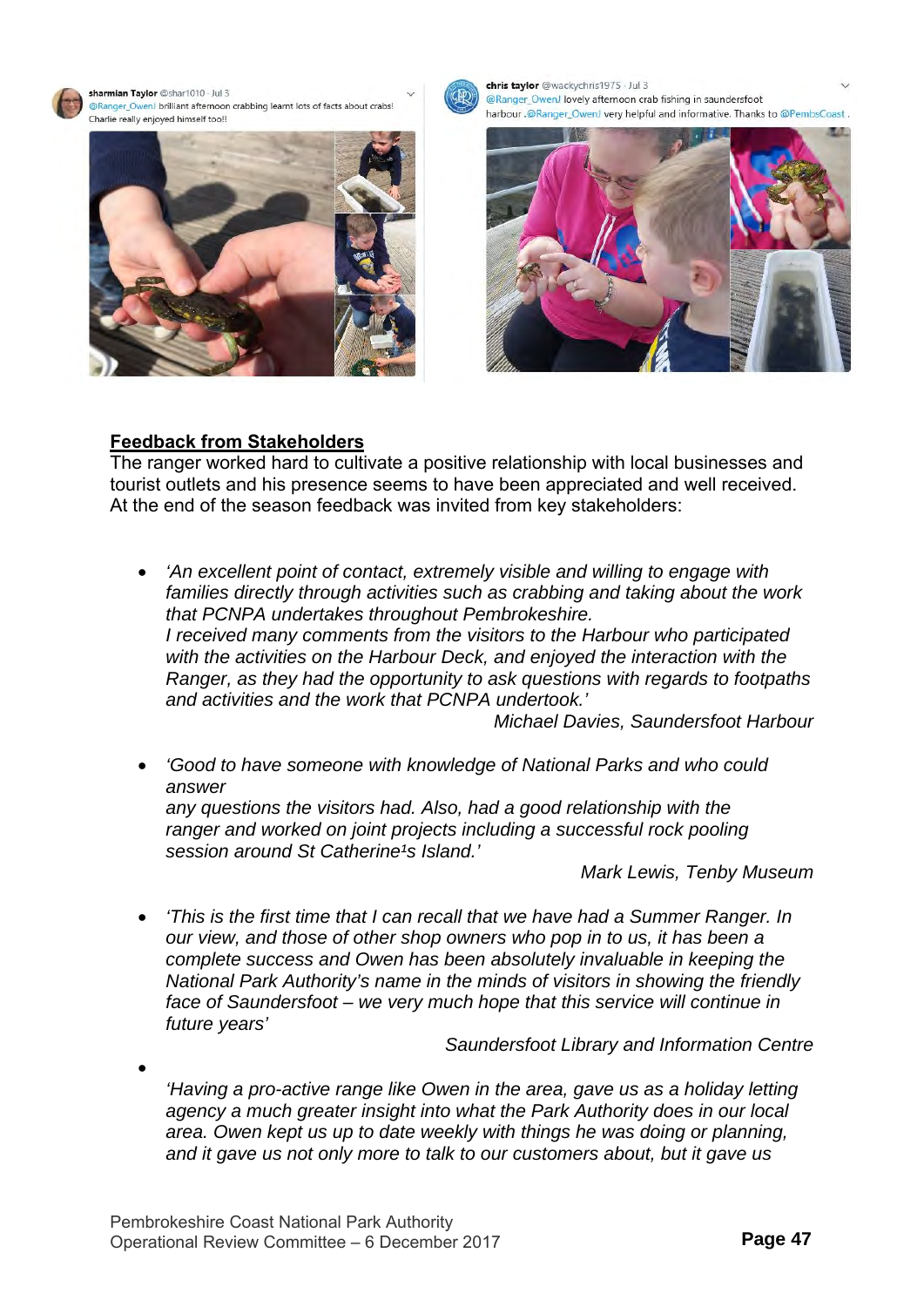sharmian Taylor @shar1010 · Jul 3
@Ranger_OwenJ brilliant afternoon crabbing learnt lots of facts about crabs! Charlie really enjoyed himself too!!

chris taylor @wackychris1975 · Jul 3
@Ranger_OwenJ lovely afternoon crab fishing in saundersfoot harbour .@Ranger_OwenJ very helpful and informative. Thanks to @PembsCoast .

**Feedback from Stakeholders**

The ranger worked hard to cultivate a positive relationship with local businesses and tourist outlets and his presence seems to have been appreciated and well received. At the end of the season feedback was invited from key stakeholders:

- *'An excellent point of contact, extremely visible and willing to engage with families directly through activities such as crabbing and taking about the work that PCNPA undertakes throughout Pembrokeshire.*
  *I received many comments from the visitors to the Harbour who participated with the activities on the Harbour Deck, and enjoyed the interaction with the Ranger, as they had the opportunity to ask questions with regards to footpaths and activities and the work that PCNPA undertook.'*

  *Michael Davies, Saundersfoot Harbour*

- *'Good to have someone with knowledge of National Parks and who could answer*
  *any questions the visitors had. Also, had a good relationship with the ranger and worked on joint projects including a successful rock pooling session around St Catherine¹s Island.'*

  *Mark Lewis, Tenby Museum*

- *'This is the first time that I can recall that we have had a Summer Ranger. In our view, and those of other shop owners who pop in to us, it has been a complete success and Owen has been absolutely invaluable in keeping the National Park Authority's name in the minds of visitors in showing the friendly face of Saundersfoot – we very much hope that this service will continue in future years'*

  *Saundersfoot Library and Information Centre*

- *'Having a pro-active range like Owen in the area, gave us as a holiday letting agency a much greater insight into what the Park Authority does in our local area. Owen kept us up to date weekly with things he was doing or planning, and it gave us not only more to talk to our customers about, but it gave us*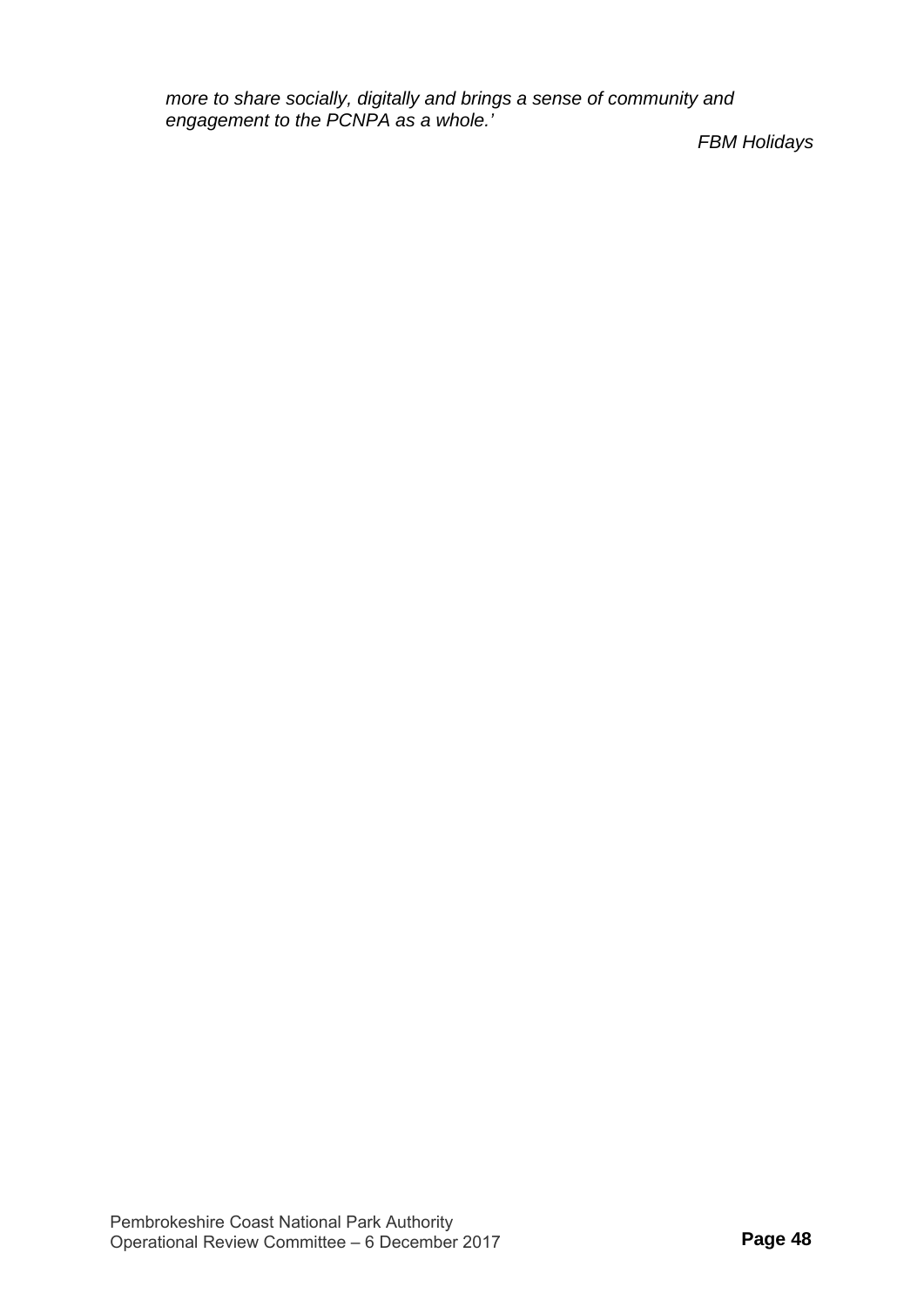*more to share socially, digitally and brings a sense of community and engagement to the PCNPA as a whole.'*

*FBM Holidays*